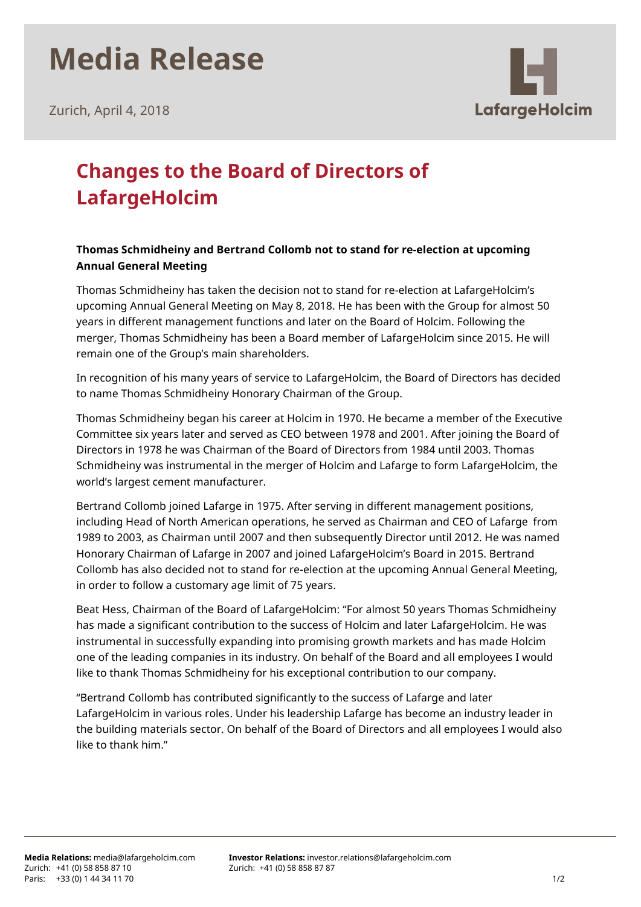# Media Release

Zurich, April 4, 2018

## Changes to the Board of Directors of LafargeHolcim

**Thomas Schmidheiny and Bertrand Collomb not to stand for re-election at upcoming Annual General Meeting**

Thomas Schmidheiny has taken the decision not to stand for re-election at LafargeHolcim's upcoming Annual General Meeting on May 8, 2018. He has been with the Group for almost 50 years in different management functions and later on the Board of Holcim. Following the merger, Thomas Schmidheiny has been a Board member of LafargeHolcim since 2015. He will remain one of the Group's main shareholders.

In recognition of his many years of service to LafargeHolcim, the Board of Directors has decided to name Thomas Schmidheiny Honorary Chairman of the Group.

Thomas Schmidheiny began his career at Holcim in 1970. He became a member of the Executive Committee six years later and served as CEO between 1978 and 2001. After joining the Board of Directors in 1978 he was Chairman of the Board of Directors from 1984 until 2003. Thomas Schmidheiny was instrumental in the merger of Holcim and Lafarge to form LafargeHolcim, the world's largest cement manufacturer.

Bertrand Collomb joined Lafarge in 1975. After serving in different management positions, including Head of North American operations, he served as Chairman and CEO of Lafarge from 1989 to 2003, as Chairman until 2007 and then subsequently Director until 2012. He was named Honorary Chairman of Lafarge in 2007 and joined LafargeHolcim's Board in 2015. Bertrand Collomb has also decided not to stand for re-election at the upcoming Annual General Meeting, in order to follow a customary age limit of 75 years.

Beat Hess, Chairman of the Board of LafargeHolcim: "For almost 50 years Thomas Schmidheiny has made a significant contribution to the success of Holcim and later LafargeHolcim. He was instrumental in successfully expanding into promising growth markets and has made Holcim one of the leading companies in its industry. On behalf of the Board and all employees I would like to thank Thomas Schmidheiny for his exceptional contribution to our company.

"Bertrand Collomb has contributed significantly to the success of Lafarge and later LafargeHolcim in various roles. Under his leadership Lafarge has become an industry leader in the building materials sector. On behalf of the Board of Directors and all employees I would also like to thank him."

**Media Relations:** media@lafargeholcim.com
Zurich: +41 (0) 58 858 87 10
Paris: +33 (0) 1 44 34 11 70

**Investor Relations:** investor.relations@lafargeholcim.com
Zurich: +41 (0) 58 858 87 87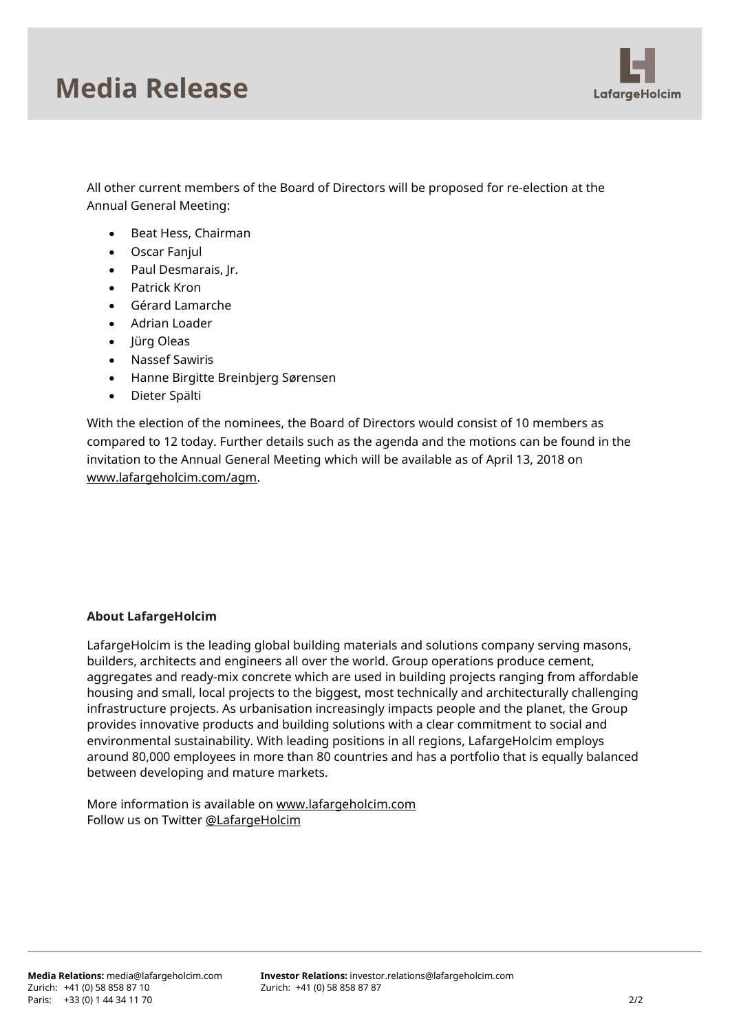All other current members of the Board of Directors will be proposed for re-election at the Annual General Meeting:

- Beat Hess, Chairman
- Oscar Fanjul
- Paul Desmarais, Jr.
- Patrick Kron
- Gérard Lamarche
- Adrian Loader
- Jürg Oleas
- Nassef Sawiris
- Hanne Birgitte Breinbjerg Sørensen
- Dieter Spälti

With the election of the nominees, the Board of Directors would consist of 10 members as compared to 12 today. Further details such as the agenda and the motions can be found in the invitation to the Annual General Meeting which will be available as of April 13, 2018 on www.lafargeholcim.com/agm.

**About LafargeHolcim**

LafargeHolcim is the leading global building materials and solutions company serving masons, builders, architects and engineers all over the world. Group operations produce cement, aggregates and ready-mix concrete which are used in building projects ranging from affordable housing and small, local projects to the biggest, most technically and architecturally challenging infrastructure projects. As urbanisation increasingly impacts people and the planet, the Group provides innovative products and building solutions with a clear commitment to social and environmental sustainability. With leading positions in all regions, LafargeHolcim employs around 80,000 employees in more than 80 countries and has a portfolio that is equally balanced between developing and mature markets.

More information is available on www.lafargeholcim.com
Follow us on Twitter @LafargeHolcim

**Media Relations:** media@lafargeholcim.com
Zurich: +41 (0) 58 858 87 10
Paris: +33 (0) 1 44 34 11 70

**Investor Relations:** investor.relations@lafargeholcim.com
Zurich: +41 (0) 58 858 87 87